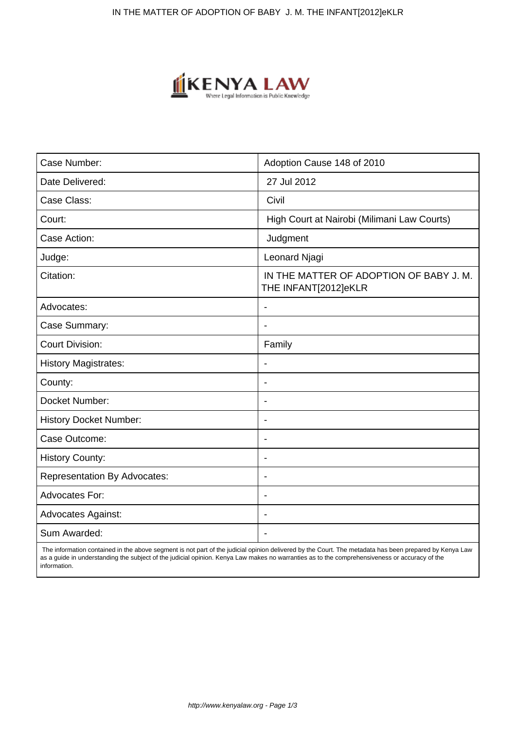| Case Number: | Adoption Cause 148 of 2010 |
| --- | --- |
| Date Delivered: | 27 Jul 2012 |
| Case Class: | Civil |
| Court: | High Court at Nairobi (Milimani Law Courts) |
| Case Action: | Judgment |
| Judge: | Leonard Njagi |
| Citation: | IN THE MATTER OF ADOPTION OF BABY J. M. THE INFANT[2012]eKLR |
| Advocates: | - |
| Case Summary: | - |
| Court Division: | Family |
| History Magistrates: | - |
| County: | - |
| Docket Number: | - |
| History Docket Number: | - |
| Case Outcome: | - |
| History County: | - |
| Representation By Advocates: | - |
| Advocates For: | - |
| Advocates Against: | - |
| Sum Awarded: | - |

The information contained in the above segment is not part of the judicial opinion delivered by the Court. The metadata has been prepared by Kenya Law as a guide in understanding the subject of the judicial opinion. Kenya Law makes no warranties as to the comprehensiveness or accuracy of the information.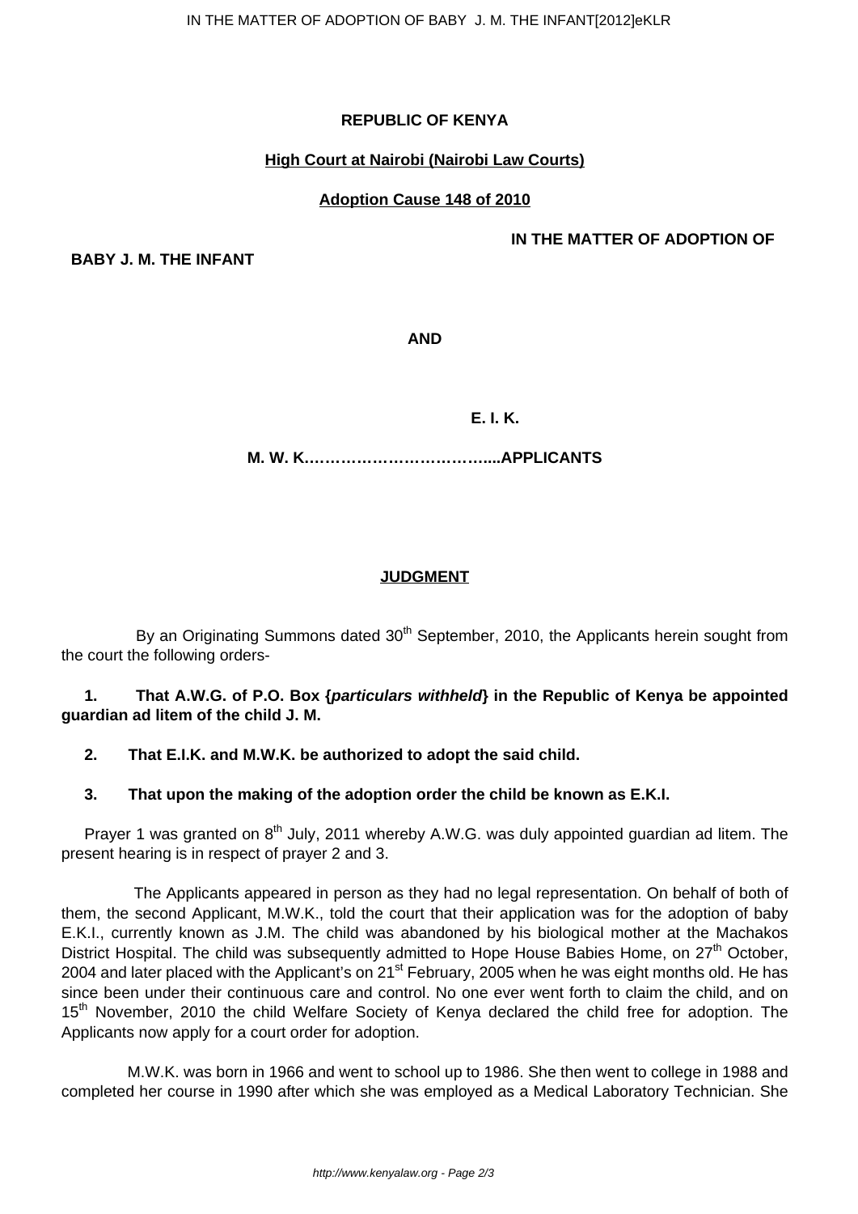**REPUBLIC OF KENYA**

**High Court at Nairobi (Nairobi Law Courts)**

**Adoption Cause 148 of 2010**

**IN THE MATTER OF ADOPTION OF BABY J. M. THE INFANT**

**AND**

**E. I. K.**

**M. W. K.……………………………....APPLICANTS**

**JUDGMENT**

By an Originating Summons dated 30th September, 2010, the Applicants herein sought from the court the following orders-

**1. That A.W.G. of P.O. Box {*particulars withheld*} in the Republic of Kenya be appointed guardian ad litem of the child J. M.**

**2. That E.I.K. and M.W.K. be authorized to adopt the said child.**

**3. That upon the making of the adoption order the child be known as E.K.I.**

Prayer 1 was granted on 8th July, 2011 whereby A.W.G. was duly appointed guardian ad litem. The present hearing is in respect of prayer 2 and 3.

The Applicants appeared in person as they had no legal representation. On behalf of both of them, the second Applicant, M.W.K., told the court that their application was for the adoption of baby E.K.I., currently known as J.M. The child was abandoned by his biological mother at the Machakos District Hospital. The child was subsequently admitted to Hope House Babies Home, on 27th October, 2004 and later placed with the Applicant's on 21st February, 2005 when he was eight months old. He has since been under their continuous care and control. No one ever went forth to claim the child, and on 15th November, 2010 the child Welfare Society of Kenya declared the child free for adoption. The Applicants now apply for a court order for adoption.

M.W.K. was born in 1966 and went to school up to 1986. She then went to college in 1988 and completed her course in 1990 after which she was employed as a Medical Laboratory Technician. She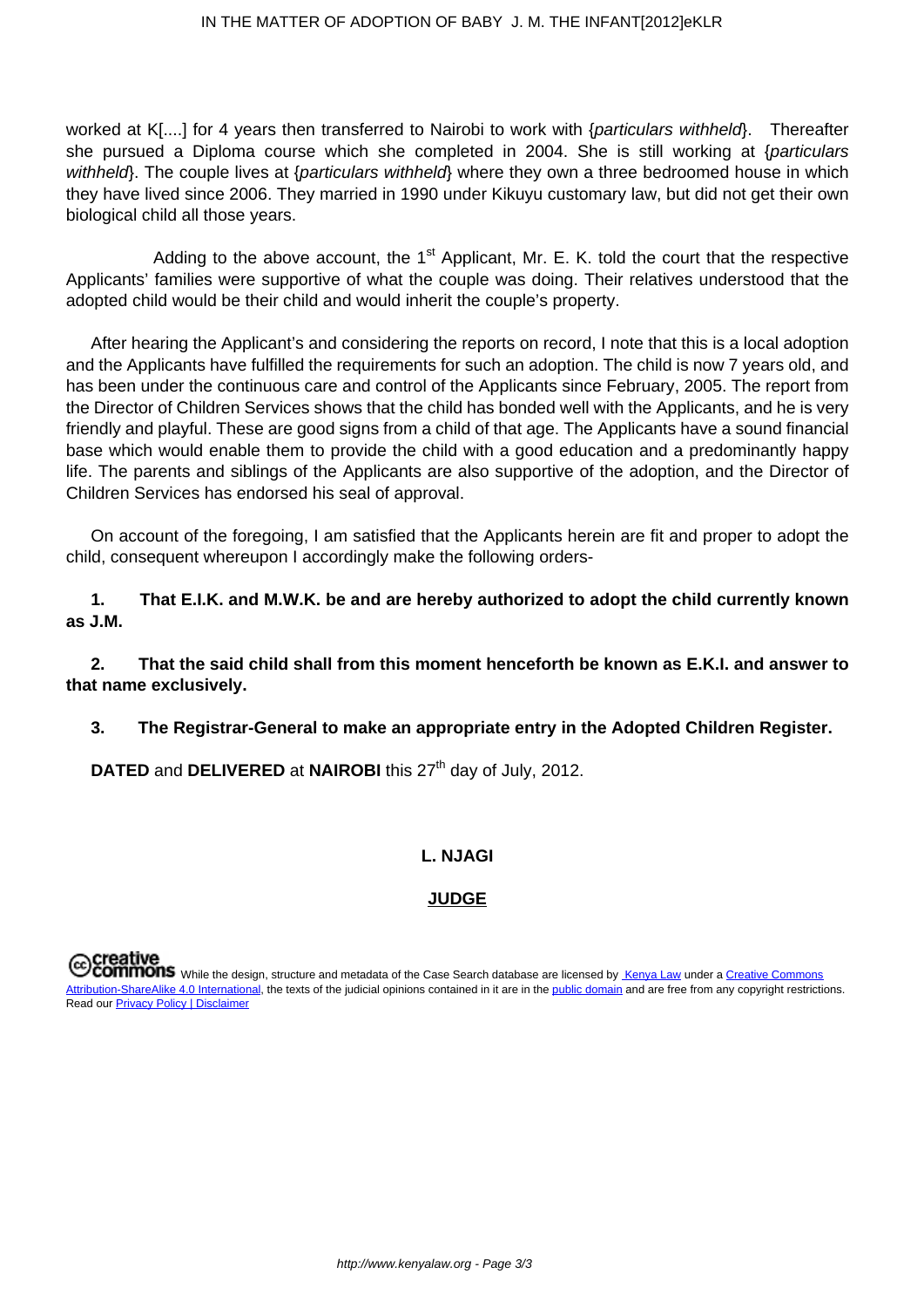worked at K[....] for 4 years then transferred to Nairobi to work with {*particulars withheld*}. Thereafter she pursued a Diploma course which she completed in 2004. She is still working at {*particulars withheld*}. The couple lives at {*particulars withheld*} where they own a three bedroomed house in which they have lived since 2006. They married in 1990 under Kikuyu customary law, but did not get their own biological child all those years.

Adding to the above account, the 1st Applicant, Mr. E. K. told the court that the respective Applicants' families were supportive of what the couple was doing. Their relatives understood that the adopted child would be their child and would inherit the couple's property.

After hearing the Applicant's and considering the reports on record, I note that this is a local adoption and the Applicants have fulfilled the requirements for such an adoption. The child is now 7 years old, and has been under the continuous care and control of the Applicants since February, 2005. The report from the Director of Children Services shows that the child has bonded well with the Applicants, and he is very friendly and playful. These are good signs from a child of that age. The Applicants have a sound financial base which would enable them to provide the child with a good education and a predominantly happy life. The parents and siblings of the Applicants are also supportive of the adoption, and the Director of Children Services has endorsed his seal of approval.

On account of the foregoing, I am satisfied that the Applicants herein are fit and proper to adopt the child, consequent whereupon I accordingly make the following orders-

**1. That E.I.K. and M.W.K. be and are hereby authorized to adopt the child currently known as J.M.**

**2. That the said child shall from this moment henceforth be known as E.K.I. and answer to that name exclusively.**

**3. The Registrar-General to make an appropriate entry in the Adopted Children Register.**

**DATED** and **DELIVERED** at **NAIROBI** this 27th day of July, 2012.

**L. NJAGI**

**JUDGE**

While the design, structure and metadata of the Case Search database are licensed by Kenya Law under a Creative Commons Attribution-ShareAlike 4.0 International, the texts of the judicial opinions contained in it are in the public domain and are free from any copyright restrictions. Read our Privacy Policy | Disclaimer